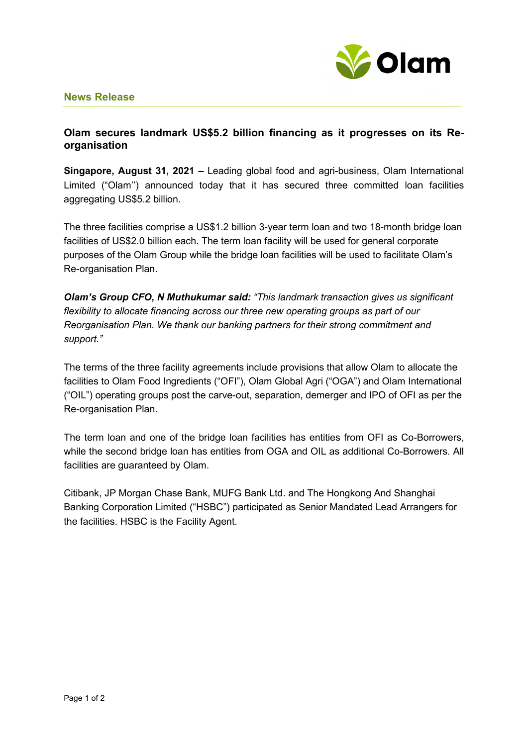**News Release**

## Olam secures landmark US$5.2 billion financing as it progresses on its Re-organisation

**Singapore, August 31, 2021 –** Leading global food and agri-business, Olam International Limited ("Olam'') announced today that it has secured three committed loan facilities aggregating US$5.2 billion.

The three facilities comprise a US$1.2 billion 3-year term loan and two 18-month bridge loan facilities of US$2.0 billion each. The term loan facility will be used for general corporate purposes of the Olam Group while the bridge loan facilities will be used to facilitate Olam's Re-organisation Plan.

***Olam's Group CFO, N Muthukumar said:*** *"This landmark transaction gives us significant flexibility to allocate financing across our three new operating groups as part of our Reorganisation Plan. We thank our banking partners for their strong commitment and support."*

The terms of the three facility agreements include provisions that allow Olam to allocate the facilities to Olam Food Ingredients ("OFI"), Olam Global Agri ("OGA") and Olam International ("OIL") operating groups post the carve-out, separation, demerger and IPO of OFI as per the Re-organisation Plan.

The term loan and one of the bridge loan facilities has entities from OFI as Co-Borrowers, while the second bridge loan has entities from OGA and OIL as additional Co-Borrowers. All facilities are guaranteed by Olam.

Citibank, JP Morgan Chase Bank, MUFG Bank Ltd. and The Hongkong And Shanghai Banking Corporation Limited ("HSBC") participated as Senior Mandated Lead Arrangers for the facilities. HSBC is the Facility Agent.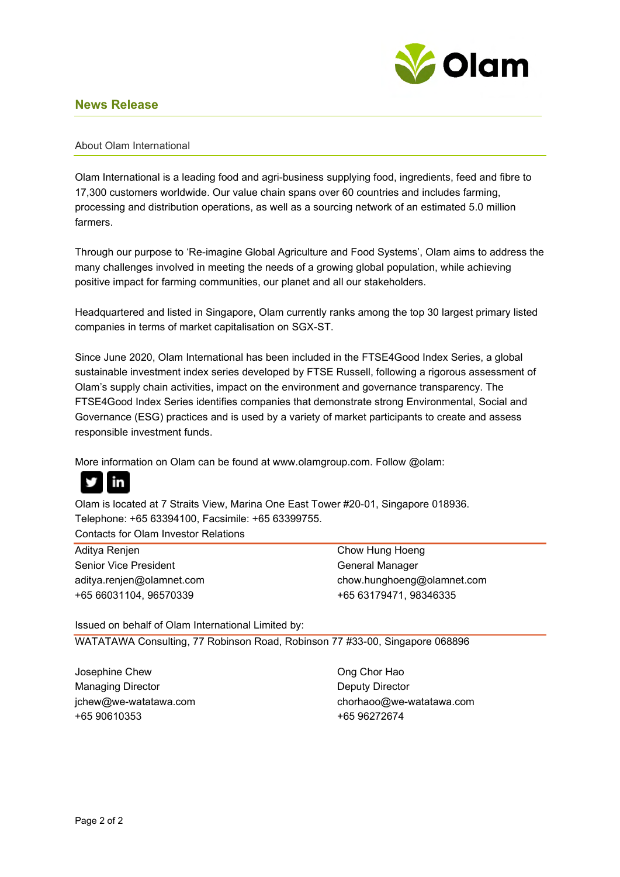**News Release**

## About Olam International

Olam International is a leading food and agri-business supplying food, ingredients, feed and fibre to 17,300 customers worldwide. Our value chain spans over 60 countries and includes farming, processing and distribution operations, as well as a sourcing network of an estimated 5.0 million farmers.

Through our purpose to 'Re-imagine Global Agriculture and Food Systems', Olam aims to address the many challenges involved in meeting the needs of a growing global population, while achieving positive impact for farming communities, our planet and all our stakeholders.

Headquartered and listed in Singapore, Olam currently ranks among the top 30 largest primary listed companies in terms of market capitalisation on SGX-ST.

Since June 2020, Olam International has been included in the FTSE4Good Index Series, a global sustainable investment index series developed by FTSE Russell, following a rigorous assessment of Olam's supply chain activities, impact on the environment and governance transparency. The FTSE4Good Index Series identifies companies that demonstrate strong Environmental, Social and Governance (ESG) practices and is used by a variety of market participants to create and assess responsible investment funds.

More information on Olam can be found at www.olamgroup.com. Follow @olam:

Olam is located at 7 Straits View, Marina One East Tower #20-01, Singapore 018936.
Telephone: +65 63394100, Facsimile: +65 63399755.

Contacts for Olam Investor Relations

| | |
|---|---|
| Aditya Renjen | Chow Hung Hoeng |
| Senior Vice President | General Manager |
| aditya.renjen@olamnet.com | chow.hunghoeng@olamnet.com |
| +65 66031104, 96570339 | +65 63179471, 98346335 |

Issued on behalf of Olam International Limited by:

WATATAWA Consulting, 77 Robinson Road, Robinson 77 #33-00, Singapore 068896

| | |
|---|---|
| Josephine Chew | Ong Chor Hao |
| Managing Director | Deputy Director |
| jchew@we-watatawa.com | chorhaoo@we-watatawa.com |
| +65 90610353 | +65 96272674 |